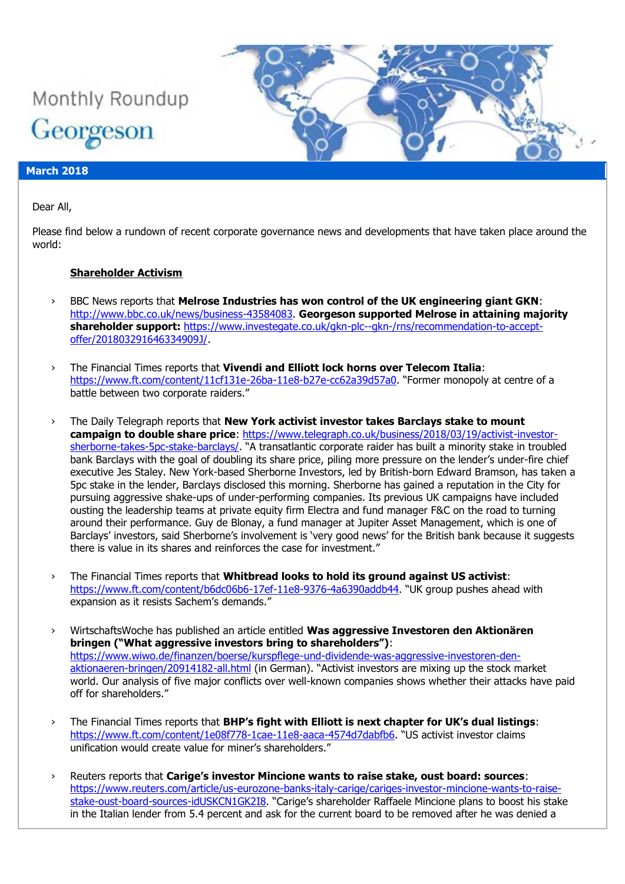Monthly Roundup

Georgeson

**March 2018**

Dear All,

Please find below a rundown of recent corporate governance news and developments that have taken place around the world:

**Shareholder Activism**

- BBC News reports that **Melrose Industries has won control of the UK engineering giant GKN**: http://www.bbc.co.uk/news/business-43584083. **Georgeson supported Melrose in attaining majority shareholder support:** https://www.investegate.co.uk/gkn-plc--gkn-/rns/recommendation-to-accept-offer/201803291646334909J/.

- The Financial Times reports that **Vivendi and Elliott lock horns over Telecom Italia**: https://www.ft.com/content/11cf131e-26ba-11e8-b27e-cc62a39d57a0. "Former monopoly at centre of a battle between two corporate raiders."

- The Daily Telegraph reports that **New York activist investor takes Barclays stake to mount campaign to double share price**: https://www.telegraph.co.uk/business/2018/03/19/activist-investor-sherborne-takes-5pc-stake-barclays/. "A transatlantic corporate raider has built a minority stake in troubled bank Barclays with the goal of doubling its share price, piling more pressure on the lender's under-fire chief executive Jes Staley. New York-based Sherborne Investors, led by British-born Edward Bramson, has taken a 5pc stake in the lender, Barclays disclosed this morning. Sherborne has gained a reputation in the City for pursuing aggressive shake-ups of under-performing companies. Its previous UK campaigns have included ousting the leadership teams at private equity firm Electra and fund manager F&C on the road to turning around their performance. Guy de Blonay, a fund manager at Jupiter Asset Management, which is one of Barclays' investors, said Sherborne's involvement is 'very good news' for the British bank because it suggests there is value in its shares and reinforces the case for investment."

- The Financial Times reports that **Whitbread looks to hold its ground against US activist**: https://www.ft.com/content/b6dc06b6-17ef-11e8-9376-4a6390addb44. "UK group pushes ahead with expansion as it resists Sachem's demands."

- WirtschaftsWoche has published an article entitled **Was aggressive Investoren den Aktionären bringen ("What aggressive investors bring to shareholders")**: https://www.wiwo.de/finanzen/boerse/kurspflege-und-dividende-was-aggressive-investoren-den-aktionaeren-bringen/20914182-all.html (in German). "Activist investors are mixing up the stock market world. Our analysis of five major conflicts over well-known companies shows whether their attacks have paid off for shareholders."

- The Financial Times reports that **BHP's fight with Elliott is next chapter for UK's dual listings**: https://www.ft.com/content/1e08f778-1cae-11e8-aaca-4574d7dabfb6. "US activist investor claims unification would create value for miner's shareholders."

- Reuters reports that **Carige's investor Mincione wants to raise stake, oust board: sources**: https://www.reuters.com/article/us-eurozone-banks-italy-carige/cariges-investor-mincione-wants-to-raise-stake-oust-board-sources-idUSKCN1GK2I8. "Carige's shareholder Raffaele Mincione plans to boost his stake in the Italian lender from 5.4 percent and ask for the current board to be removed after he was denied a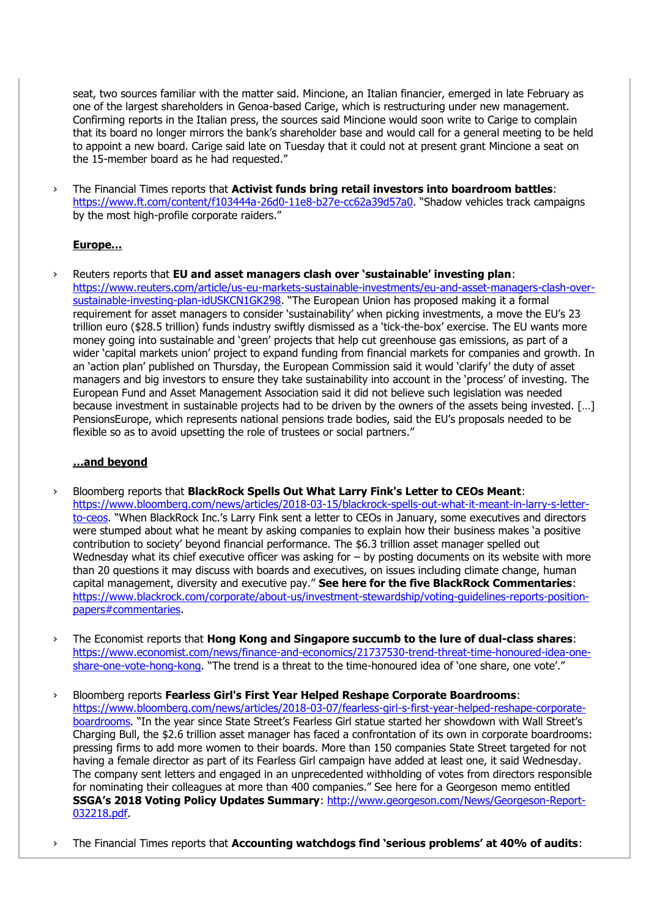seat, two sources familiar with the matter said. Mincione, an Italian financier, emerged in late February as one of the largest shareholders in Genoa-based Carige, which is restructuring under new management. Confirming reports in the Italian press, the sources said Mincione would soon write to Carige to complain that its board no longer mirrors the bank's shareholder base and would call for a general meeting to be held to appoint a new board. Carige said late on Tuesday that it could not at present grant Mincione a seat on the 15-member board as he had requested."

› The Financial Times reports that **Activist funds bring retail investors into boardroom battles**: https://www.ft.com/content/f103444a-26d0-11e8-b27e-cc62a39d57a0. "Shadow vehicles track campaigns by the most high-profile corporate raiders."

**Europe…**

› Reuters reports that **EU and asset managers clash over 'sustainable' investing plan**: https://www.reuters.com/article/us-eu-markets-sustainable-investments/eu-and-asset-managers-clash-over-sustainable-investing-plan-idUSKCN1GK298. "The European Union has proposed making it a formal requirement for asset managers to consider 'sustainability' when picking investments, a move the EU's 23 trillion euro ($28.5 trillion) funds industry swiftly dismissed as a 'tick-the-box' exercise. The EU wants more money going into sustainable and 'green' projects that help cut greenhouse gas emissions, as part of a wider 'capital markets union' project to expand funding from financial markets for companies and growth. In an 'action plan' published on Thursday, the European Commission said it would 'clarify' the duty of asset managers and big investors to ensure they take sustainability into account in the 'process' of investing. The European Fund and Asset Management Association said it did not believe such legislation was needed because investment in sustainable projects had to be driven by the owners of the assets being invested. […] PensionsEurope, which represents national pensions trade bodies, said the EU's proposals needed to be flexible so as to avoid upsetting the role of trustees or social partners."

**…and beyond**

› Bloomberg reports that **BlackRock Spells Out What Larry Fink's Letter to CEOs Meant**: https://www.bloomberg.com/news/articles/2018-03-15/blackrock-spells-out-what-it-meant-in-larry-s-letter-to-ceos. "When BlackRock Inc.'s Larry Fink sent a letter to CEOs in January, some executives and directors were stumped about what he meant by asking companies to explain how their business makes 'a positive contribution to society' beyond financial performance. The $6.3 trillion asset manager spelled out Wednesday what its chief executive officer was asking for – by posting documents on its website with more than 20 questions it may discuss with boards and executives, on issues including climate change, human capital management, diversity and executive pay." **See here for the five BlackRock Commentaries**: https://www.blackrock.com/corporate/about-us/investment-stewardship/voting-guidelines-reports-position-papers#commentaries.

› The Economist reports that **Hong Kong and Singapore succumb to the lure of dual-class shares**: https://www.economist.com/news/finance-and-economics/21737530-trend-threat-time-honoured-idea-one-share-one-vote-hong-kong. "The trend is a threat to the time-honoured idea of 'one share, one vote'."

› Bloomberg reports **Fearless Girl's First Year Helped Reshape Corporate Boardrooms**: https://www.bloomberg.com/news/articles/2018-03-07/fearless-girl-s-first-year-helped-reshape-corporate-boardrooms. "In the year since State Street's Fearless Girl statue started her showdown with Wall Street's Charging Bull, the $2.6 trillion asset manager has faced a confrontation of its own in corporate boardrooms: pressing firms to add more women to their boards. More than 150 companies State Street targeted for not having a female director as part of its Fearless Girl campaign have added at least one, it said Wednesday. The company sent letters and engaged in an unprecedented withholding of votes from directors responsible for nominating their colleagues at more than 400 companies." See here for a Georgeson memo entitled **SSGA's 2018 Voting Policy Updates Summary**: http://www.georgeson.com/News/Georgeson-Report-032218.pdf.

› The Financial Times reports that **Accounting watchdogs find 'serious problems' at 40% of audits**: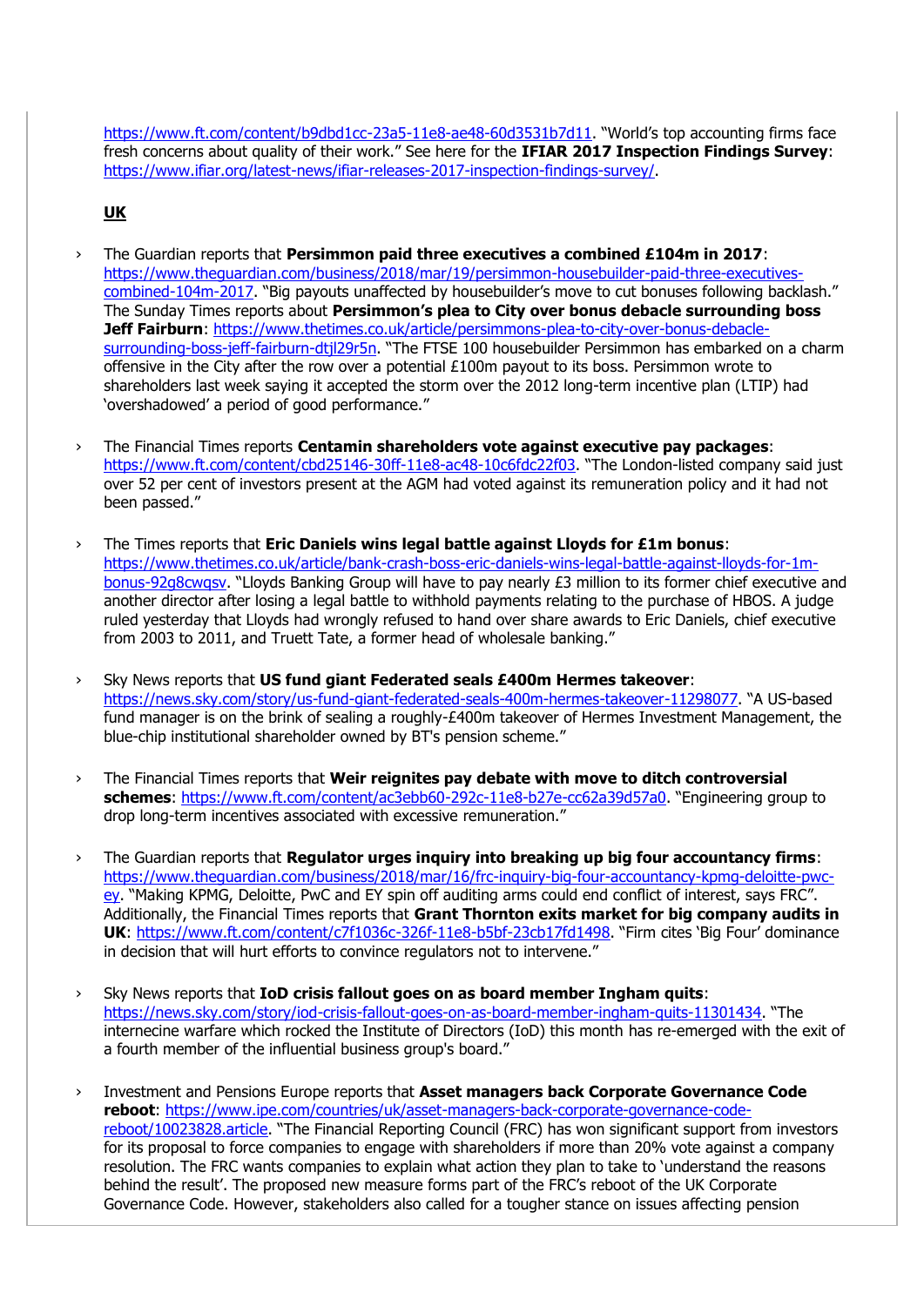https://www.ft.com/content/b9dbd1cc-23a5-11e8-ae48-60d3531b7d11. "World's top accounting firms face fresh concerns about quality of their work." See here for the **IFIAR 2017 Inspection Findings Survey**: https://www.ifiar.org/latest-news/ifiar-releases-2017-inspection-findings-survey/.

**UK**

- The Guardian reports that **Persimmon paid three executives a combined £104m in 2017**: https://www.theguardian.com/business/2018/mar/19/persimmon-housebuilder-paid-three-executives-combined-104m-2017. "Big payouts unaffected by housebuilder's move to cut bonuses following backlash." The Sunday Times reports about **Persimmon's plea to City over bonus debacle surrounding boss Jeff Fairburn**: https://www.thetimes.co.uk/article/persimmons-plea-to-city-over-bonus-debacle-surrounding-boss-jeff-fairburn-dtjl29r5n. "The FTSE 100 housebuilder Persimmon has embarked on a charm offensive in the City after the row over a potential £100m payout to its boss. Persimmon wrote to shareholders last week saying it accepted the storm over the 2012 long-term incentive plan (LTIP) had 'overshadowed' a period of good performance."

- The Financial Times reports **Centamin shareholders vote against executive pay packages**: https://www.ft.com/content/cbd25146-30ff-11e8-ac48-10c6fdc22f03. "The London-listed company said just over 52 per cent of investors present at the AGM had voted against its remuneration policy and it had not been passed."

- The Times reports that **Eric Daniels wins legal battle against Lloyds for £1m bonus**: https://www.thetimes.co.uk/article/bank-crash-boss-eric-daniels-wins-legal-battle-against-lloyds-for-1m-bonus-92g8cwqsv. "Lloyds Banking Group will have to pay nearly £3 million to its former chief executive and another director after losing a legal battle to withhold payments relating to the purchase of HBOS. A judge ruled yesterday that Lloyds had wrongly refused to hand over share awards to Eric Daniels, chief executive from 2003 to 2011, and Truett Tate, a former head of wholesale banking."

- Sky News reports that **US fund giant Federated seals £400m Hermes takeover**: https://news.sky.com/story/us-fund-giant-federated-seals-400m-hermes-takeover-11298077. "A US-based fund manager is on the brink of sealing a roughly-£400m takeover of Hermes Investment Management, the blue-chip institutional shareholder owned by BT's pension scheme."

- The Financial Times reports that **Weir reignites pay debate with move to ditch controversial schemes**: https://www.ft.com/content/ac3ebb60-292c-11e8-b27e-cc62a39d57a0. "Engineering group to drop long-term incentives associated with excessive remuneration."

- The Guardian reports that **Regulator urges inquiry into breaking up big four accountancy firms**: https://www.theguardian.com/business/2018/mar/16/frc-inquiry-big-four-accountancy-kpmg-deloitte-pwc-ey. "Making KPMG, Deloitte, PwC and EY spin off auditing arms could end conflict of interest, says FRC". Additionally, the Financial Times reports that **Grant Thornton exits market for big company audits in UK**: https://www.ft.com/content/c7f1036c-326f-11e8-b5bf-23cb17fd1498. "Firm cites 'Big Four' dominance in decision that will hurt efforts to convince regulators not to intervene."

- Sky News reports that **IoD crisis fallout goes on as board member Ingham quits**: https://news.sky.com/story/iod-crisis-fallout-goes-on-as-board-member-ingham-quits-11301434. "The internecine warfare which rocked the Institute of Directors (IoD) this month has re-emerged with the exit of a fourth member of the influential business group's board."

- Investment and Pensions Europe reports that **Asset managers back Corporate Governance Code reboot**: https://www.ipe.com/countries/uk/asset-managers-back-corporate-governance-code-reboot/10023828.article. "The Financial Reporting Council (FRC) has won significant support from investors for its proposal to force companies to engage with shareholders if more than 20% vote against a company resolution. The FRC wants companies to explain what action they plan to take to 'understand the reasons behind the result'. The proposed new measure forms part of the FRC's reboot of the UK Corporate Governance Code. However, stakeholders also called for a tougher stance on issues affecting pension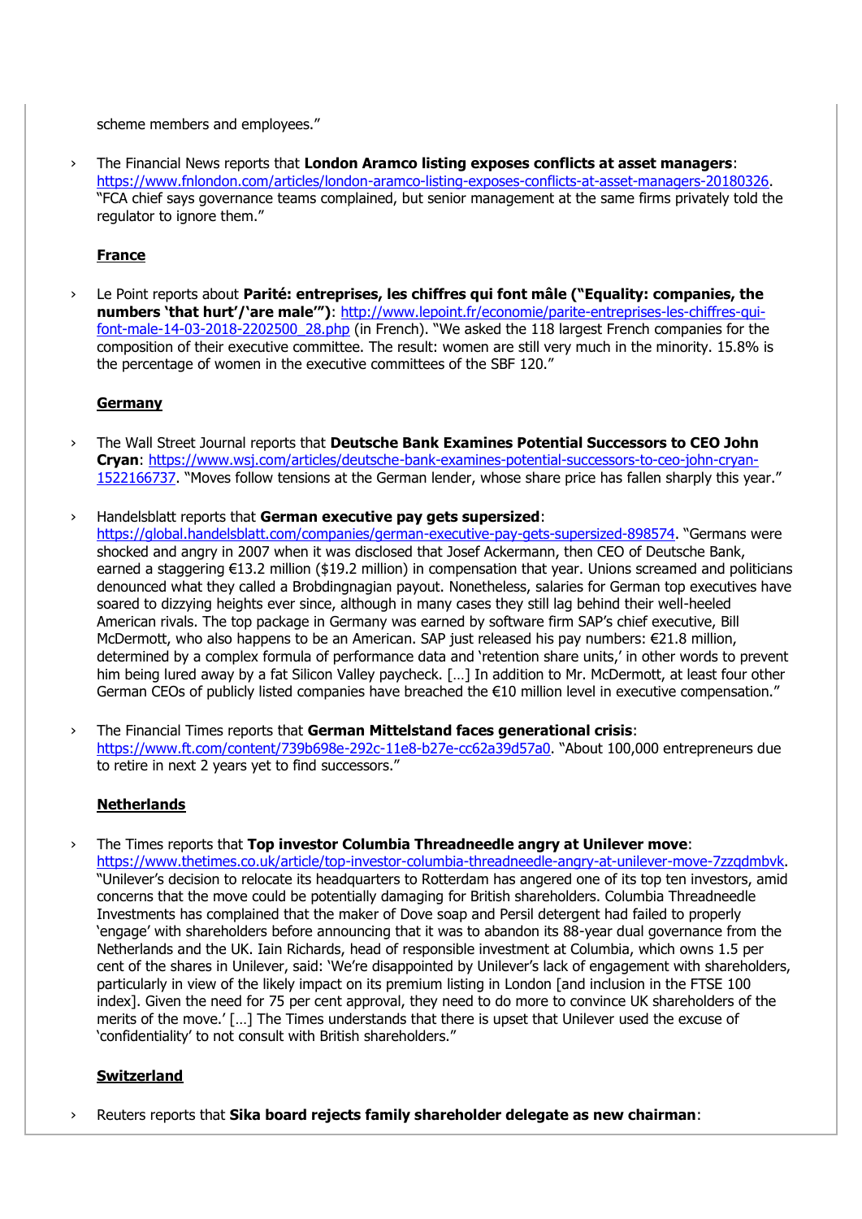scheme members and employees."

- The Financial News reports that **London Aramco listing exposes conflicts at asset managers**: https://www.fnlondon.com/articles/london-aramco-listing-exposes-conflicts-at-asset-managers-20180326. "FCA chief says governance teams complained, but senior management at the same firms privately told the regulator to ignore them."

**France**

- Le Point reports about **Parité: entreprises, les chiffres qui font mâle ("Equality: companies, the numbers 'that hurt'/'are male'")**: http://www.lepoint.fr/economie/parite-entreprises-les-chiffres-qui-font-male-14-03-2018-2202500_28.php (in French). "We asked the 118 largest French companies for the composition of their executive committee. The result: women are still very much in the minority. 15.8% is the percentage of women in the executive committees of the SBF 120."

**Germany**

- The Wall Street Journal reports that **Deutsche Bank Examines Potential Successors to CEO John Cryan**: https://www.wsj.com/articles/deutsche-bank-examines-potential-successors-to-ceo-john-cryan-1522166737. "Moves follow tensions at the German lender, whose share price has fallen sharply this year."

- Handelsblatt reports that **German executive pay gets supersized**: https://global.handelsblatt.com/companies/german-executive-pay-gets-supersized-898574. "Germans were shocked and angry in 2007 when it was disclosed that Josef Ackermann, then CEO of Deutsche Bank, earned a staggering €13.2 million ($19.2 million) in compensation that year. Unions screamed and politicians denounced what they called a Brobdingnagian payout. Nonetheless, salaries for German top executives have soared to dizzying heights ever since, although in many cases they still lag behind their well-heeled American rivals. The top package in Germany was earned by software firm SAP's chief executive, Bill McDermott, who also happens to be an American. SAP just released his pay numbers: €21.8 million, determined by a complex formula of performance data and 'retention share units,' in other words to prevent him being lured away by a fat Silicon Valley paycheck. […] In addition to Mr. McDermott, at least four other German CEOs of publicly listed companies have breached the €10 million level in executive compensation."

- The Financial Times reports that **German Mittelstand faces generational crisis**: https://www.ft.com/content/739b698e-292c-11e8-b27e-cc62a39d57a0. "About 100,000 entrepreneurs due to retire in next 2 years yet to find successors."

**Netherlands**

- The Times reports that **Top investor Columbia Threadneedle angry at Unilever move**: https://www.thetimes.co.uk/article/top-investor-columbia-threadneedle-angry-at-unilever-move-7zzqdmbvk. "Unilever's decision to relocate its headquarters to Rotterdam has angered one of its top ten investors, amid concerns that the move could be potentially damaging for British shareholders. Columbia Threadneedle Investments has complained that the maker of Dove soap and Persil detergent had failed to properly 'engage' with shareholders before announcing that it was to abandon its 88-year dual governance from the Netherlands and the UK. Iain Richards, head of responsible investment at Columbia, which owns 1.5 per cent of the shares in Unilever, said: 'We're disappointed by Unilever's lack of engagement with shareholders, particularly in view of the likely impact on its premium listing in London [and inclusion in the FTSE 100 index]. Given the need for 75 per cent approval, they need to do more to convince UK shareholders of the merits of the move.' […] The Times understands that there is upset that Unilever used the excuse of 'confidentiality' to not consult with British shareholders."

**Switzerland**

- Reuters reports that **Sika board rejects family shareholder delegate as new chairman**: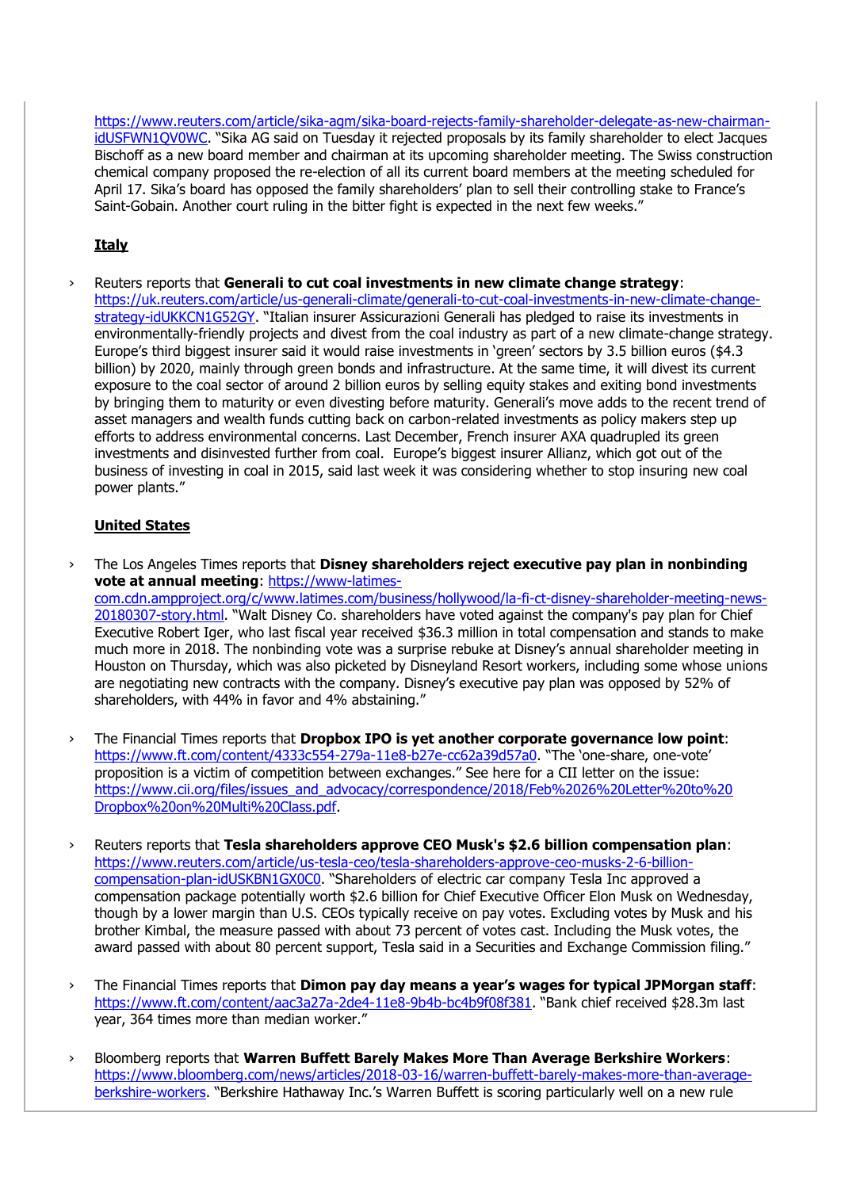https://www.reuters.com/article/sika-agm/sika-board-rejects-family-shareholder-delegate-as-new-chairman-idUSFWN1QV0WC. "Sika AG said on Tuesday it rejected proposals by its family shareholder to elect Jacques Bischoff as a new board member and chairman at its upcoming shareholder meeting. The Swiss construction chemical company proposed the re-election of all its current board members at the meeting scheduled for April 17. Sika's board has opposed the family shareholders' plan to sell their controlling stake to France's Saint-Gobain. Another court ruling in the bitter fight is expected in the next few weeks."

**Italy**

- Reuters reports that **Generali to cut coal investments in new climate change strategy**: https://uk.reuters.com/article/us-generali-climate/generali-to-cut-coal-investments-in-new-climate-change-strategy-idUKKCN1G52GY. "Italian insurer Assicurazioni Generali has pledged to raise its investments in environmentally-friendly projects and divest from the coal industry as part of a new climate-change strategy. Europe's third biggest insurer said it would raise investments in 'green' sectors by 3.5 billion euros ($4.3 billion) by 2020, mainly through green bonds and infrastructure. At the same time, it will divest its current exposure to the coal sector of around 2 billion euros by selling equity stakes and exiting bond investments by bringing them to maturity or even divesting before maturity. Generali's move adds to the recent trend of asset managers and wealth funds cutting back on carbon-related investments as policy makers step up efforts to address environmental concerns. Last December, French insurer AXA quadrupled its green investments and disinvested further from coal. Europe's biggest insurer Allianz, which got out of the business of investing in coal in 2015, said last week it was considering whether to stop insuring new coal power plants."

**United States**

- The Los Angeles Times reports that **Disney shareholders reject executive pay plan in nonbinding vote at annual meeting**: https://www-latimes-com.cdn.ampproject.org/c/www.latimes.com/business/hollywood/la-fi-ct-disney-shareholder-meeting-news-20180307-story.html. "Walt Disney Co. shareholders have voted against the company's pay plan for Chief Executive Robert Iger, who last fiscal year received $36.3 million in total compensation and stands to make much more in 2018. The nonbinding vote was a surprise rebuke at Disney's annual shareholder meeting in Houston on Thursday, which was also picketed by Disneyland Resort workers, including some whose unions are negotiating new contracts with the company. Disney's executive pay plan was opposed by 52% of shareholders, with 44% in favor and 4% abstaining."

- The Financial Times reports that **Dropbox IPO is yet another corporate governance low point**: https://www.ft.com/content/4333c554-279a-11e8-b27e-cc62a39d57a0. "The 'one-share, one-vote' proposition is a victim of competition between exchanges." See here for a CII letter on the issue: https://www.cii.org/files/issues_and_advocacy/correspondence/2018/Feb%2026%20Letter%20to%20Dropbox%20on%20Multi%20Class.pdf.

- Reuters reports that **Tesla shareholders approve CEO Musk's $2.6 billion compensation plan**: https://www.reuters.com/article/us-tesla-ceo/tesla-shareholders-approve-ceo-musks-2-6-billion-compensation-plan-idUSKBN1GX0C0. "Shareholders of electric car company Tesla Inc approved a compensation package potentially worth $2.6 billion for Chief Executive Officer Elon Musk on Wednesday, though by a lower margin than U.S. CEOs typically receive on pay votes. Excluding votes by Musk and his brother Kimbal, the measure passed with about 73 percent of votes cast. Including the Musk votes, the award passed with about 80 percent support, Tesla said in a Securities and Exchange Commission filing."

- The Financial Times reports that **Dimon pay day means a year's wages for typical JPMorgan staff**: https://www.ft.com/content/aac3a27a-2de4-11e8-9b4b-bc4b9f08f381. "Bank chief received $28.3m last year, 364 times more than median worker."

- Bloomberg reports that **Warren Buffett Barely Makes More Than Average Berkshire Workers**: https://www.bloomberg.com/news/articles/2018-03-16/warren-buffett-barely-makes-more-than-average-berkshire-workers. "Berkshire Hathaway Inc.'s Warren Buffett is scoring particularly well on a new rule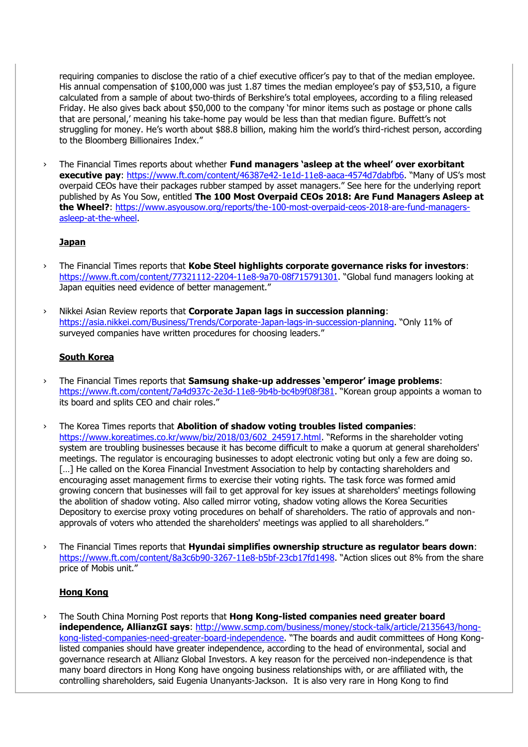requiring companies to disclose the ratio of a chief executive officer's pay to that of the median employee. His annual compensation of $100,000 was just 1.87 times the median employee's pay of $53,510, a figure calculated from a sample of about two-thirds of Berkshire's total employees, according to a filing released Friday. He also gives back about $50,000 to the company 'for minor items such as postage or phone calls that are personal,' meaning his take-home pay would be less than that median figure. Buffett's not struggling for money. He's worth about $88.8 billion, making him the world's third-richest person, according to the Bloomberg Billionaires Index."

- The Financial Times reports about whether **Fund managers 'asleep at the wheel' over exorbitant executive pay**: https://www.ft.com/content/46387e42-1e1d-11e8-aaca-4574d7dabfb6. "Many of US's most overpaid CEOs have their packages rubber stamped by asset managers." See here for the underlying report published by As You Sow, entitled **The 100 Most Overpaid CEOs 2018: Are Fund Managers Asleep at the Wheel?**: https://www.asyousow.org/reports/the-100-most-overpaid-ceos-2018-are-fund-managers-asleep-at-the-wheel.

**Japan**

- The Financial Times reports that **Kobe Steel highlights corporate governance risks for investors**: https://www.ft.com/content/77321112-2204-11e8-9a70-08f715791301. "Global fund managers looking at Japan equities need evidence of better management."

- Nikkei Asian Review reports that **Corporate Japan lags in succession planning**: https://asia.nikkei.com/Business/Trends/Corporate-Japan-lags-in-succession-planning. "Only 11% of surveyed companies have written procedures for choosing leaders."

**South Korea**

- The Financial Times reports that **Samsung shake-up addresses 'emperor' image problems**: https://www.ft.com/content/7a4d937c-2e3d-11e8-9b4b-bc4b9f08f381. "Korean group appoints a woman to its board and splits CEO and chair roles."

- The Korea Times reports that **Abolition of shadow voting troubles listed companies**: https://www.koreatimes.co.kr/www/biz/2018/03/602_245917.html. "Reforms in the shareholder voting system are troubling businesses because it has become difficult to make a quorum at general shareholders' meetings. The regulator is encouraging businesses to adopt electronic voting but only a few are doing so. […] He called on the Korea Financial Investment Association to help by contacting shareholders and encouraging asset management firms to exercise their voting rights. The task force was formed amid growing concern that businesses will fail to get approval for key issues at shareholders' meetings following the abolition of shadow voting. Also called mirror voting, shadow voting allows the Korea Securities Depository to exercise proxy voting procedures on behalf of shareholders. The ratio of approvals and non-approvals of voters who attended the shareholders' meetings was applied to all shareholders."

- The Financial Times reports that **Hyundai simplifies ownership structure as regulator bears down**: https://www.ft.com/content/8a3c6b90-3267-11e8-b5bf-23cb17fd1498. "Action slices out 8% from the share price of Mobis unit."

**Hong Kong**

- The South China Morning Post reports that **Hong Kong-listed companies need greater board independence, AllianzGI says**: http://www.scmp.com/business/money/stock-talk/article/2135643/hong-kong-listed-companies-need-greater-board-independence. "The boards and audit committees of Hong Kong-listed companies should have greater independence, according to the head of environmental, social and governance research at Allianz Global Investors. A key reason for the perceived non-independence is that many board directors in Hong Kong have ongoing business relationships with, or are affiliated with, the controlling shareholders, said Eugenia Unanyants-Jackson. It is also very rare in Hong Kong to find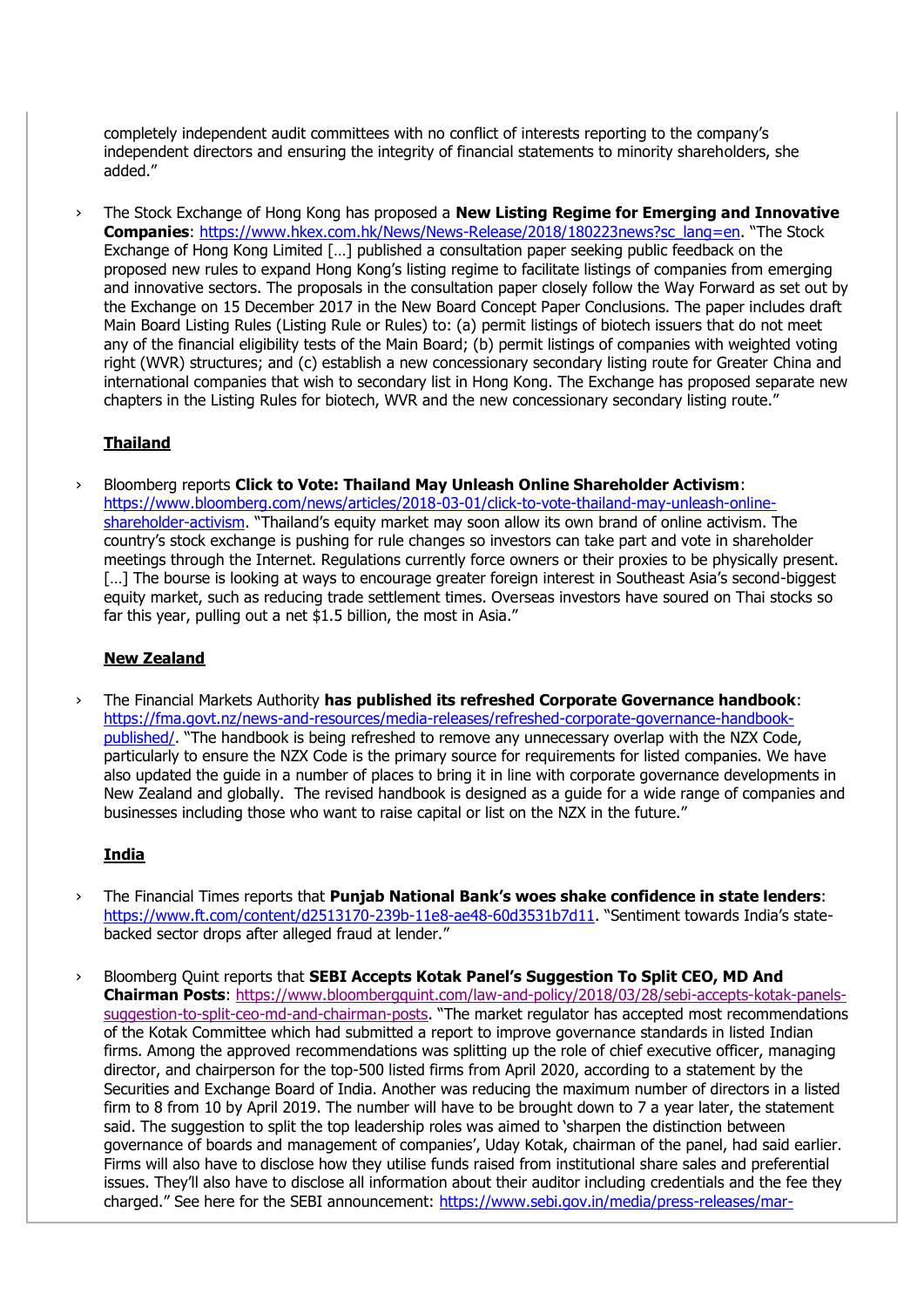completely independent audit committees with no conflict of interests reporting to the company's independent directors and ensuring the integrity of financial statements to minority shareholders, she added."

- The Stock Exchange of Hong Kong has proposed a **New Listing Regime for Emerging and Innovative Companies**: https://www.hkex.com.hk/News/News-Release/2018/180223news?sc_lang=en. "The Stock Exchange of Hong Kong Limited […] published a consultation paper seeking public feedback on the proposed new rules to expand Hong Kong's listing regime to facilitate listings of companies from emerging and innovative sectors. The proposals in the consultation paper closely follow the Way Forward as set out by the Exchange on 15 December 2017 in the New Board Concept Paper Conclusions. The paper includes draft Main Board Listing Rules (Listing Rule or Rules) to: (a) permit listings of biotech issuers that do not meet any of the financial eligibility tests of the Main Board; (b) permit listings of companies with weighted voting right (WVR) structures; and (c) establish a new concessionary secondary listing route for Greater China and international companies that wish to secondary list in Hong Kong. The Exchange has proposed separate new chapters in the Listing Rules for biotech, WVR and the new concessionary secondary listing route."

## Thailand

- Bloomberg reports **Click to Vote: Thailand May Unleash Online Shareholder Activism**: https://www.bloomberg.com/news/articles/2018-03-01/click-to-vote-thailand-may-unleash-online-shareholder-activism. "Thailand's equity market may soon allow its own brand of online activism. The country's stock exchange is pushing for rule changes so investors can take part and vote in shareholder meetings through the Internet. Regulations currently force owners or their proxies to be physically present. […] The bourse is looking at ways to encourage greater foreign interest in Southeast Asia's second-biggest equity market, such as reducing trade settlement times. Overseas investors have soured on Thai stocks so far this year, pulling out a net $1.5 billion, the most in Asia."

## New Zealand

- The Financial Markets Authority **has published its refreshed Corporate Governance handbook**: https://fma.govt.nz/news-and-resources/media-releases/refreshed-corporate-governance-handbook-published/. "The handbook is being refreshed to remove any unnecessary overlap with the NZX Code, particularly to ensure the NZX Code is the primary source for requirements for listed companies. We have also updated the guide in a number of places to bring it in line with corporate governance developments in New Zealand and globally. The revised handbook is designed as a guide for a wide range of companies and businesses including those who want to raise capital or list on the NZX in the future."

## India

- The Financial Times reports that **Punjab National Bank's woes shake confidence in state lenders**: https://www.ft.com/content/d2513170-239b-11e8-ae48-60d3531b7d11. "Sentiment towards India's state-backed sector drops after alleged fraud at lender."

- Bloomberg Quint reports that **SEBI Accepts Kotak Panel's Suggestion To Split CEO, MD And Chairman Posts**: https://www.bloombergquint.com/law-and-policy/2018/03/28/sebi-accepts-kotak-panels-suggestion-to-split-ceo-md-and-chairman-posts. "The market regulator has accepted most recommendations of the Kotak Committee which had submitted a report to improve governance standards in listed Indian firms. Among the approved recommendations was splitting up the role of chief executive officer, managing director, and chairperson for the top-500 listed firms from April 2020, according to a statement by the Securities and Exchange Board of India. Another was reducing the maximum number of directors in a listed firm to 8 from 10 by April 2019. The number will have to be brought down to 7 a year later, the statement said. The suggestion to split the top leadership roles was aimed to 'sharpen the distinction between governance of boards and management of companies', Uday Kotak, chairman of the panel, had said earlier. Firms will also have to disclose how they utilise funds raised from institutional share sales and preferential issues. They'll also have to disclose all information about their auditor including credentials and the fee they charged." See here for the SEBI announcement: https://www.sebi.gov.in/media/press-releases/mar-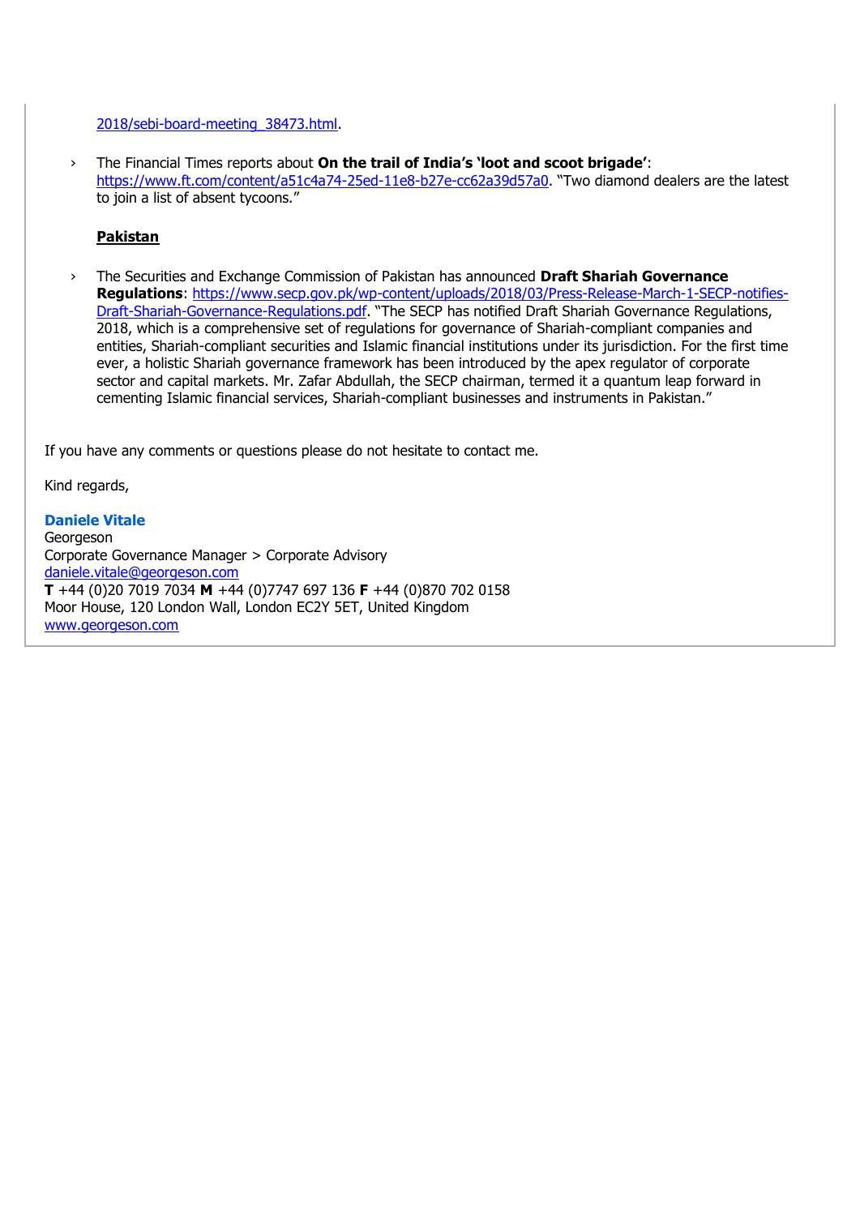2018/sebi-board-meeting_38473.html.

- The Financial Times reports about **On the trail of India's 'loot and scoot brigade'**: https://www.ft.com/content/a51c4a74-25ed-11e8-b27e-cc62a39d57a0. "Two diamond dealers are the latest to join a list of absent tycoons."

**Pakistan**

- The Securities and Exchange Commission of Pakistan has announced **Draft Shariah Governance Regulations**: https://www.secp.gov.pk/wp-content/uploads/2018/03/Press-Release-March-1-SECP-notifies-Draft-Shariah-Governance-Regulations.pdf. "The SECP has notified Draft Shariah Governance Regulations, 2018, which is a comprehensive set of regulations for governance of Shariah-compliant companies and entities, Shariah-compliant securities and Islamic financial institutions under its jurisdiction. For the first time ever, a holistic Shariah governance framework has been introduced by the apex regulator of corporate sector and capital markets. Mr. Zafar Abdullah, the SECP chairman, termed it a quantum leap forward in cementing Islamic financial services, Shariah-compliant businesses and instruments in Pakistan."

If you have any comments or questions please do not hesitate to contact me.

Kind regards,

**Daniele Vitale**
Georgeson
Corporate Governance Manager > Corporate Advisory
daniele.vitale@georgeson.com
**T** +44 (0)20 7019 7034 **M** +44 (0)7747 697 136 **F** +44 (0)870 702 0158
Moor House, 120 London Wall, London EC2Y 5ET, United Kingdom
www.georgeson.com